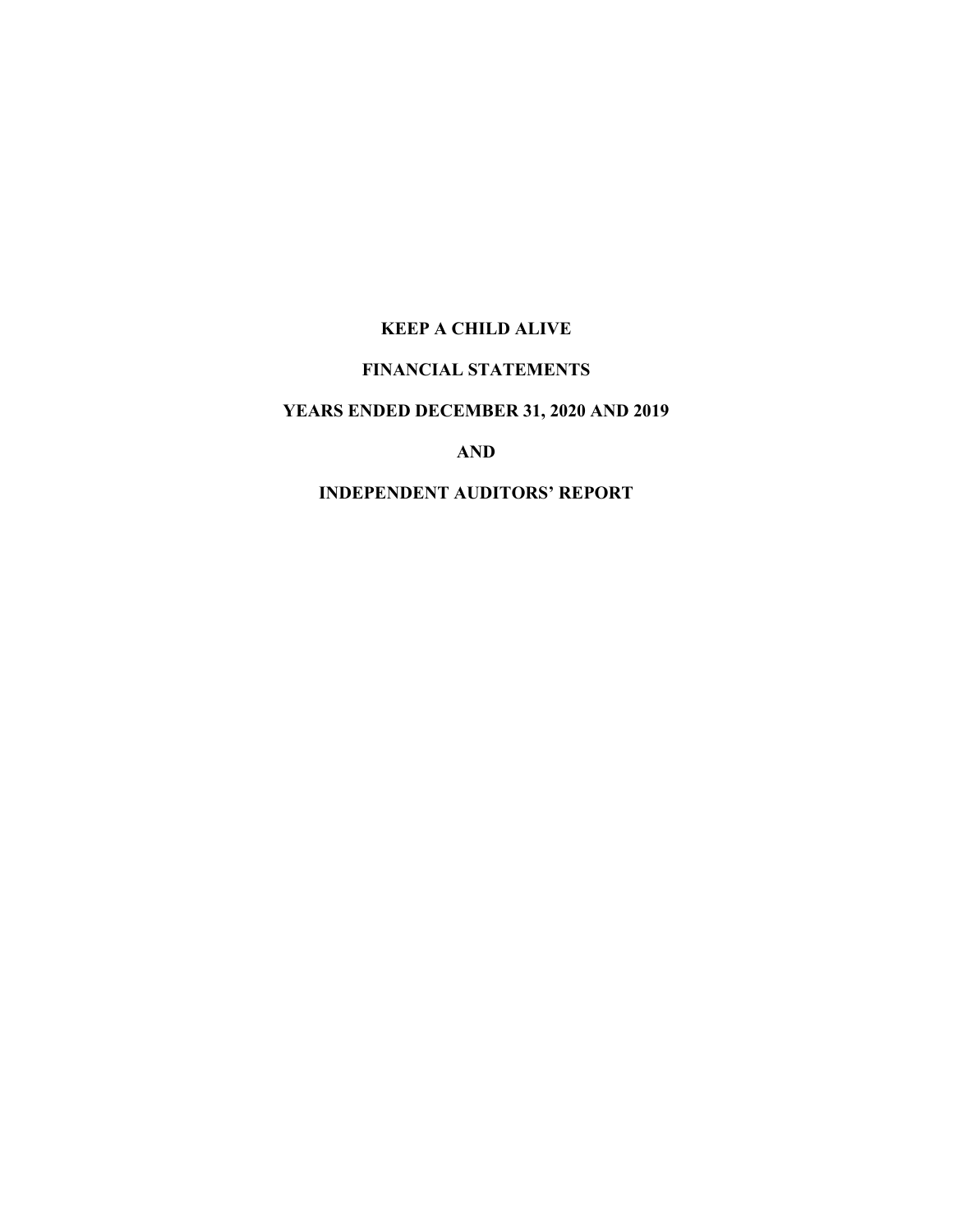# KEEP A CHILD ALIVE

## FINANCIAL STATEMENTS

## YEARS ENDED DECEMBER 31, 2020 AND 2019

## AND

## INDEPENDENT AUDITORS' REPORT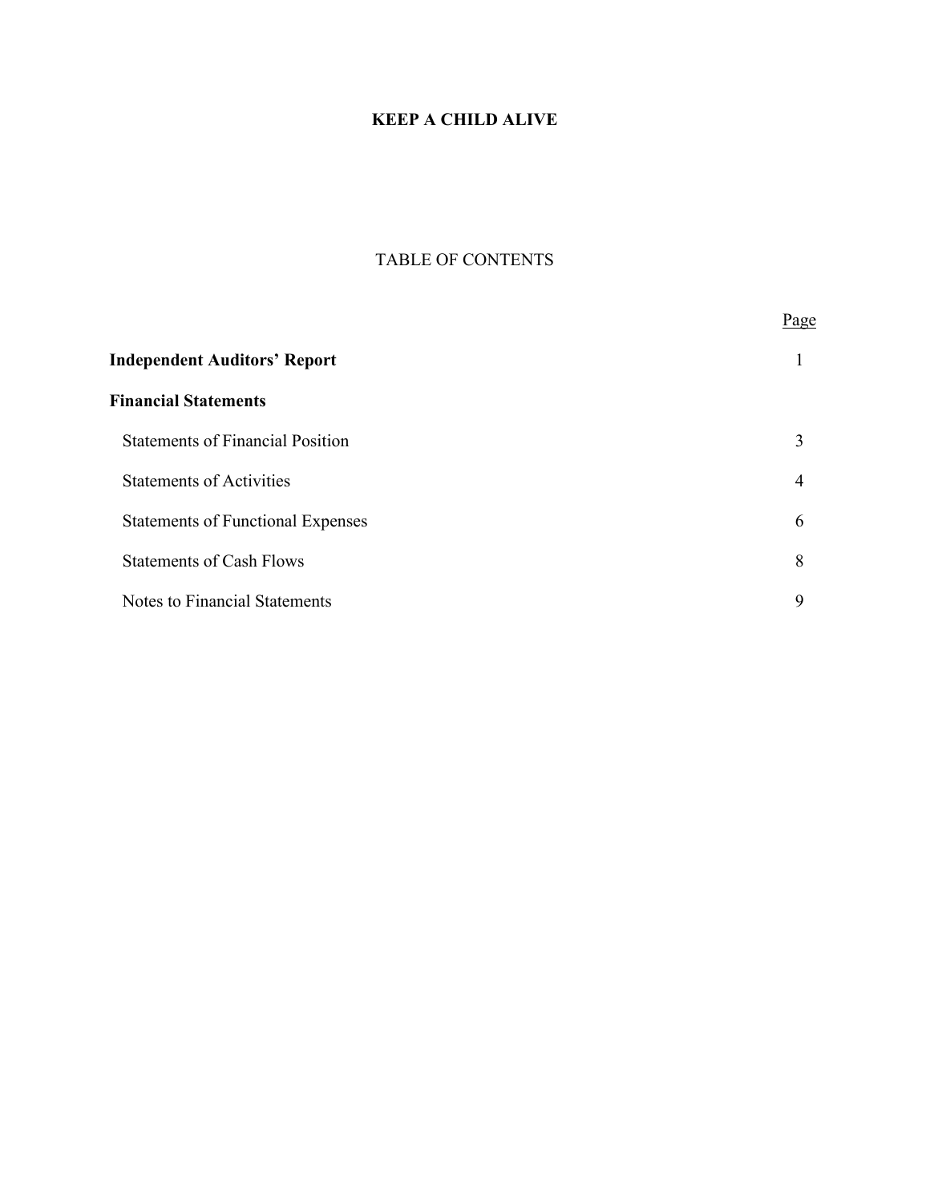# KEEP A CHILD ALIVE

## TABLE OF CONTENTS

| | Page |
|---|---|
| **Independent Auditors' Report** | 1 |
| **Financial Statements** | |
| Statements of Financial Position | 3 |
| Statements of Activities | 4 |
| Statements of Functional Expenses | 6 |
| Statements of Cash Flows | 8 |
| Notes to Financial Statements | 9 |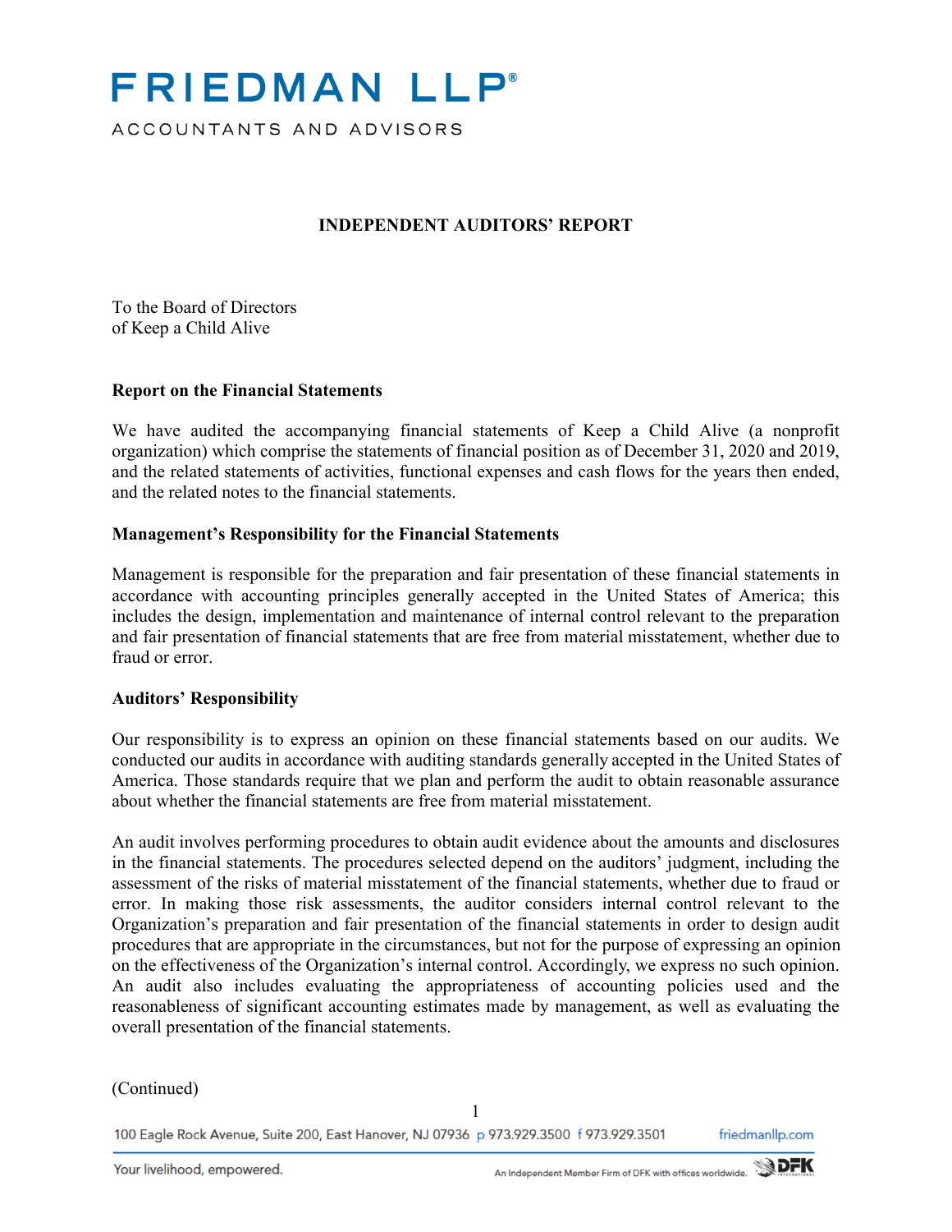# FRIEDMAN LLP®

ACCOUNTANTS AND ADVISORS

**INDEPENDENT AUDITORS' REPORT**

To the Board of Directors
of Keep a Child Alive

**Report on the Financial Statements**

We have audited the accompanying financial statements of Keep a Child Alive (a nonprofit organization) which comprise the statements of financial position as of December 31, 2020 and 2019, and the related statements of activities, functional expenses and cash flows for the years then ended, and the related notes to the financial statements.

**Management's Responsibility for the Financial Statements**

Management is responsible for the preparation and fair presentation of these financial statements in accordance with accounting principles generally accepted in the United States of America; this includes the design, implementation and maintenance of internal control relevant to the preparation and fair presentation of financial statements that are free from material misstatement, whether due to fraud or error.

**Auditors' Responsibility**

Our responsibility is to express an opinion on these financial statements based on our audits. We conducted our audits in accordance with auditing standards generally accepted in the United States of America. Those standards require that we plan and perform the audit to obtain reasonable assurance about whether the financial statements are free from material misstatement.

An audit involves performing procedures to obtain audit evidence about the amounts and disclosures in the financial statements. The procedures selected depend on the auditors' judgment, including the assessment of the risks of material misstatement of the financial statements, whether due to fraud or error. In making those risk assessments, the auditor considers internal control relevant to the Organization's preparation and fair presentation of the financial statements in order to design audit procedures that are appropriate in the circumstances, but not for the purpose of expressing an opinion on the effectiveness of the Organization's internal control. Accordingly, we express no such opinion. An audit also includes evaluating the appropriateness of accounting policies used and the reasonableness of significant accounting estimates made by management, as well as evaluating the overall presentation of the financial statements.

(Continued)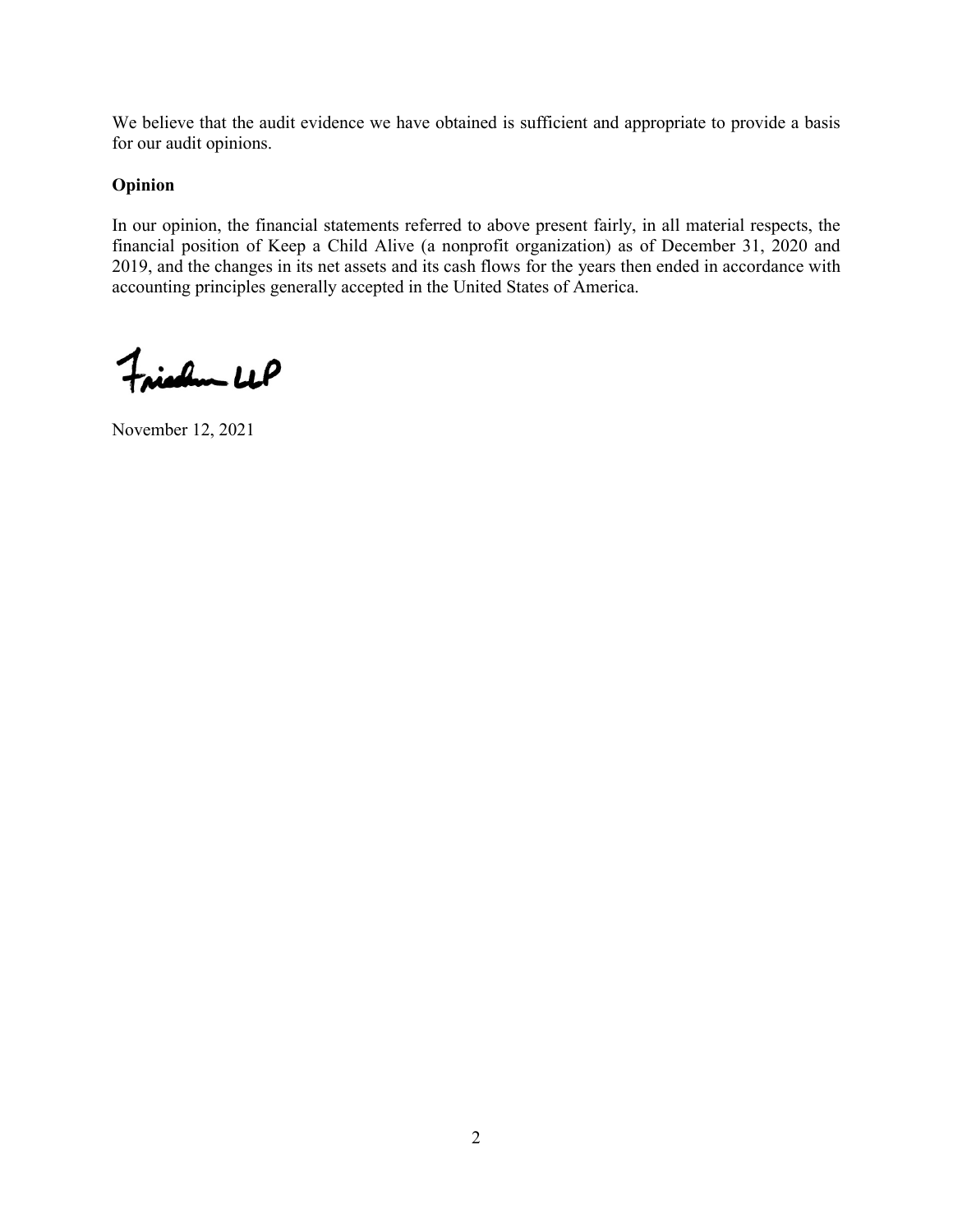We believe that the audit evidence we have obtained is sufficient and appropriate to provide a basis for our audit opinions.

**Opinion**

In our opinion, the financial statements referred to above present fairly, in all material respects, the financial position of Keep a Child Alive (a nonprofit organization) as of December 31, 2020 and 2019, and the changes in its net assets and its cash flows for the years then ended in accordance with accounting principles generally accepted in the United States of America.

Friedman LLP

November 12, 2021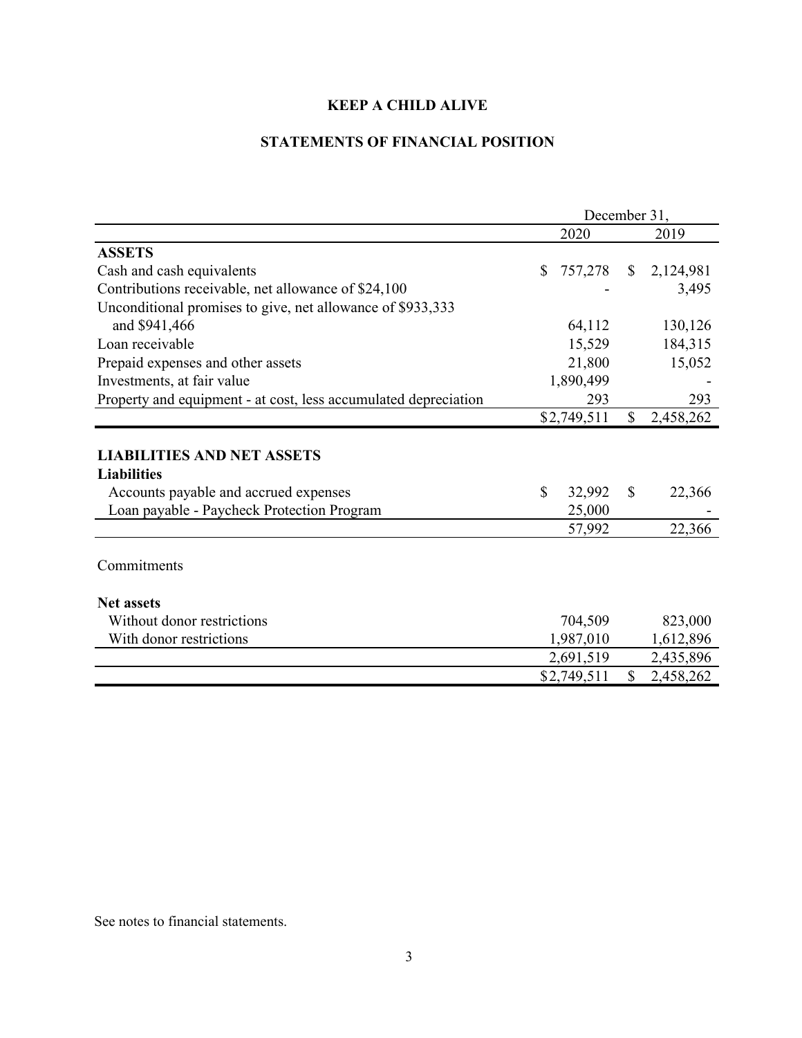# KEEP A CHILD ALIVE

## STATEMENTS OF FINANCIAL POSITION

| | December 31, 2020 | December 31, 2019 |
|---|---|---|
| **ASSETS** | | |
| Cash and cash equivalents | $ 757,278 | $ 2,124,981 |
| Contributions receivable, net allowance of $24,100 | - | 3,495 |
| Unconditional promises to give, net allowance of $933,333 and $941,466 | 64,112 | 130,126 |
| Loan receivable | 15,529 | 184,315 |
| Prepaid expenses and other assets | 21,800 | 15,052 |
| Investments, at fair value | 1,890,499 | - |
| Property and equipment - at cost, less accumulated depreciation | 293 | 293 |
| | $2,749,511 | $ 2,458,262 |
| **LIABILITIES AND NET ASSETS** | | |
| **Liabilities** | | |
| Accounts payable and accrued expenses | $ 32,992 | $ 22,366 |
| Loan payable - Paycheck Protection Program | 25,000 | - |
| | 57,992 | 22,366 |
| Commitments | | |
| **Net assets** | | |
| Without donor restrictions | 704,509 | 823,000 |
| With donor restrictions | 1,987,010 | 1,612,896 |
| | 2,691,519 | 2,435,896 |
| | $2,749,511 | $ 2,458,262 |

See notes to financial statements.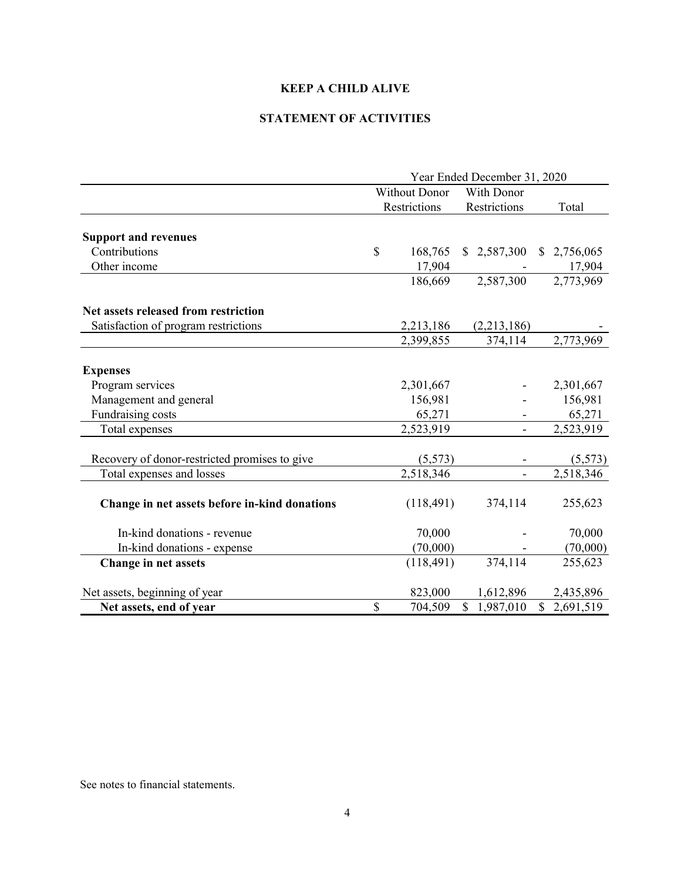# KEEP A CHILD ALIVE

## STATEMENT OF ACTIVITIES

| | Year Ended December 31, 2020 | | |
|---|---|---|---|
| | Without Donor Restrictions | With Donor Restrictions | Total |
| **Support and revenues** | | | |
| Contributions | $ 168,765 | $ 2,587,300 | $ 2,756,065 |
| Other income | 17,904 | - | 17,904 |
| | 186,669 | 2,587,300 | 2,773,969 |
| **Net assets released from restriction** | | | |
| Satisfaction of program restrictions | 2,213,186 | (2,213,186) | - |
| | 2,399,855 | 374,114 | 2,773,969 |
| **Expenses** | | | |
| Program services | 2,301,667 | - | 2,301,667 |
| Management and general | 156,981 | - | 156,981 |
| Fundraising costs | 65,271 | - | 65,271 |
| Total expenses | 2,523,919 | - | 2,523,919 |
| Recovery of donor-restricted promises to give | (5,573) | - | (5,573) |
| Total expenses and losses | 2,518,346 | - | 2,518,346 |
| **Change in net assets before in-kind donations** | (118,491) | 374,114 | 255,623 |
| In-kind donations - revenue | 70,000 | - | 70,000 |
| In-kind donations - expense | (70,000) | - | (70,000) |
| **Change in net assets** | (118,491) | 374,114 | 255,623 |
| Net assets, beginning of year | 823,000 | 1,612,896 | 2,435,896 |
| **Net assets, end of year** | $ 704,509 | $ 1,987,010 | $ 2,691,519 |

See notes to financial statements.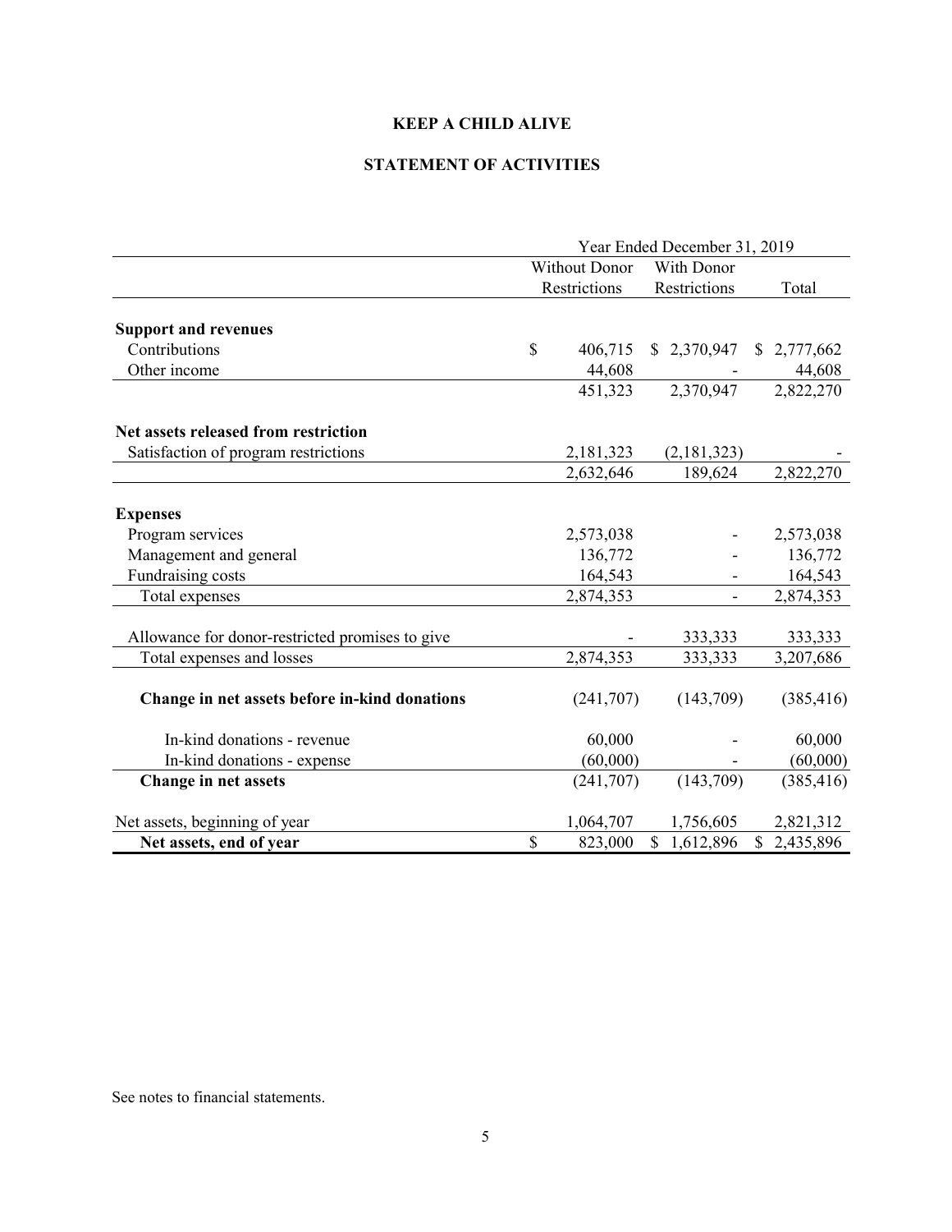**KEEP A CHILD ALIVE**

**STATEMENT OF ACTIVITIES**

| | Year Ended December 31, 2019 | | |
|---|---|---|---|
| | Without Donor Restrictions | With Donor Restrictions | Total |
| **Support and revenues** | | | |
| Contributions | $ 406,715 | $ 2,370,947 | $ 2,777,662 |
| Other income | 44,608 | - | 44,608 |
| | 451,323 | 2,370,947 | 2,822,270 |
| **Net assets released from restriction** | | | |
| Satisfaction of program restrictions | 2,181,323 | (2,181,323) | - |
| | 2,632,646 | 189,624 | 2,822,270 |
| **Expenses** | | | |
| Program services | 2,573,038 | - | 2,573,038 |
| Management and general | 136,772 | - | 136,772 |
| Fundraising costs | 164,543 | - | 164,543 |
| Total expenses | 2,874,353 | - | 2,874,353 |
| Allowance for donor-restricted promises to give | - | 333,333 | 333,333 |
| Total expenses and losses | 2,874,353 | 333,333 | 3,207,686 |
| **Change in net assets before in-kind donations** | (241,707) | (143,709) | (385,416) |
| In-kind donations - revenue | 60,000 | - | 60,000 |
| In-kind donations - expense | (60,000) | - | (60,000) |
| **Change in net assets** | (241,707) | (143,709) | (385,416) |
| Net assets, beginning of year | 1,064,707 | 1,756,605 | 2,821,312 |
| **Net assets, end of year** | $ 823,000 | $ 1,612,896 | $ 2,435,896 |

See notes to financial statements.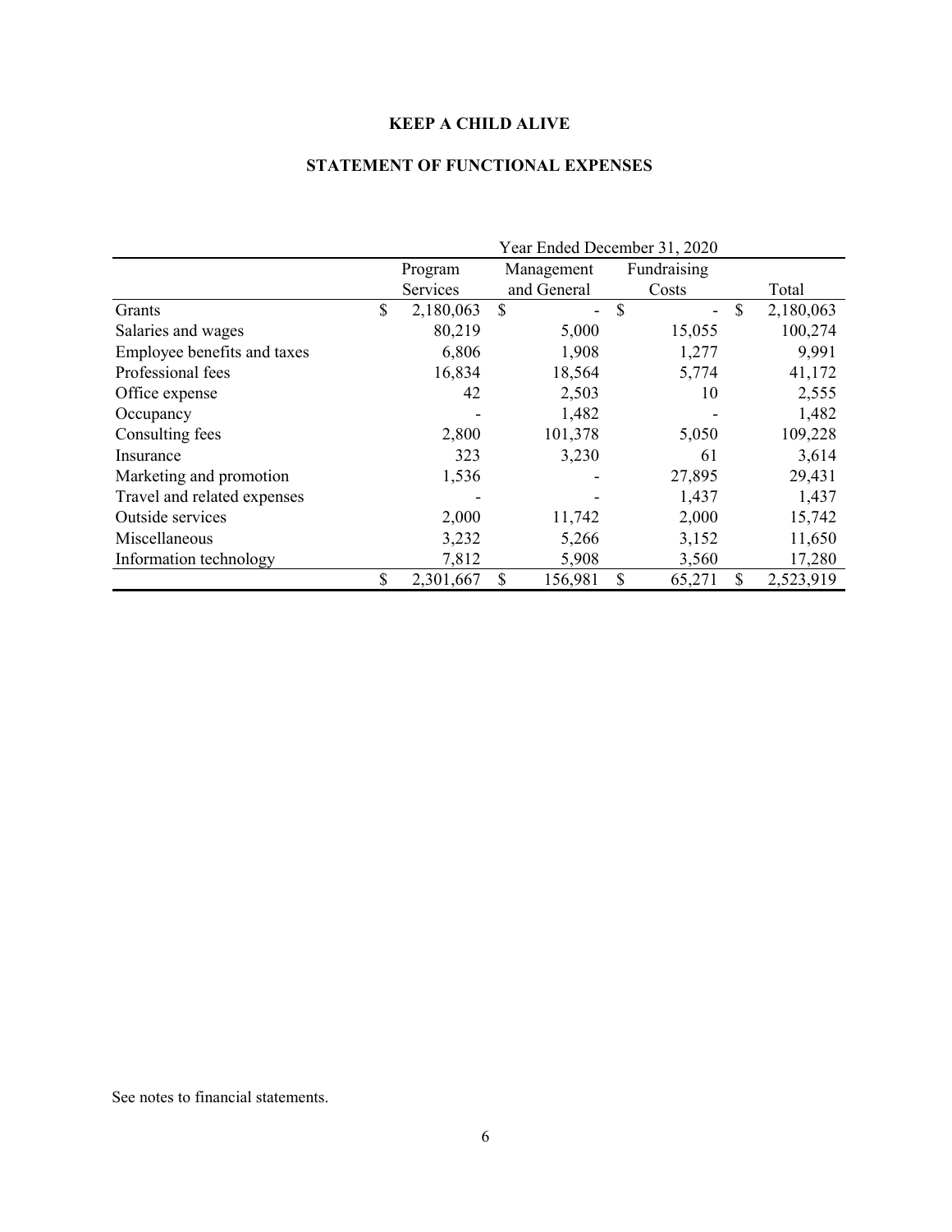**KEEP A CHILD ALIVE**

**STATEMENT OF FUNCTIONAL EXPENSES**

| | Year Ended December 31, 2020 | | | |
|---|---|---|---|---|
| | Program Services | Management and General | Fundraising Costs | Total |
| Grants | $ 2,180,063 | $ - | $ - | $ 2,180,063 |
| Salaries and wages | 80,219 | 5,000 | 15,055 | 100,274 |
| Employee benefits and taxes | 6,806 | 1,908 | 1,277 | 9,991 |
| Professional fees | 16,834 | 18,564 | 5,774 | 41,172 |
| Office expense | 42 | 2,503 | 10 | 2,555 |
| Occupancy | - | 1,482 | - | 1,482 |
| Consulting fees | 2,800 | 101,378 | 5,050 | 109,228 |
| Insurance | 323 | 3,230 | 61 | 3,614 |
| Marketing and promotion | 1,536 | - | 27,895 | 29,431 |
| Travel and related expenses | - | - | 1,437 | 1,437 |
| Outside services | 2,000 | 11,742 | 2,000 | 15,742 |
| Miscellaneous | 3,232 | 5,266 | 3,152 | 11,650 |
| Information technology | 7,812 | 5,908 | 3,560 | 17,280 |
| | $ 2,301,667 | $ 156,981 | $ 65,271 | $ 2,523,919 |

See notes to financial statements.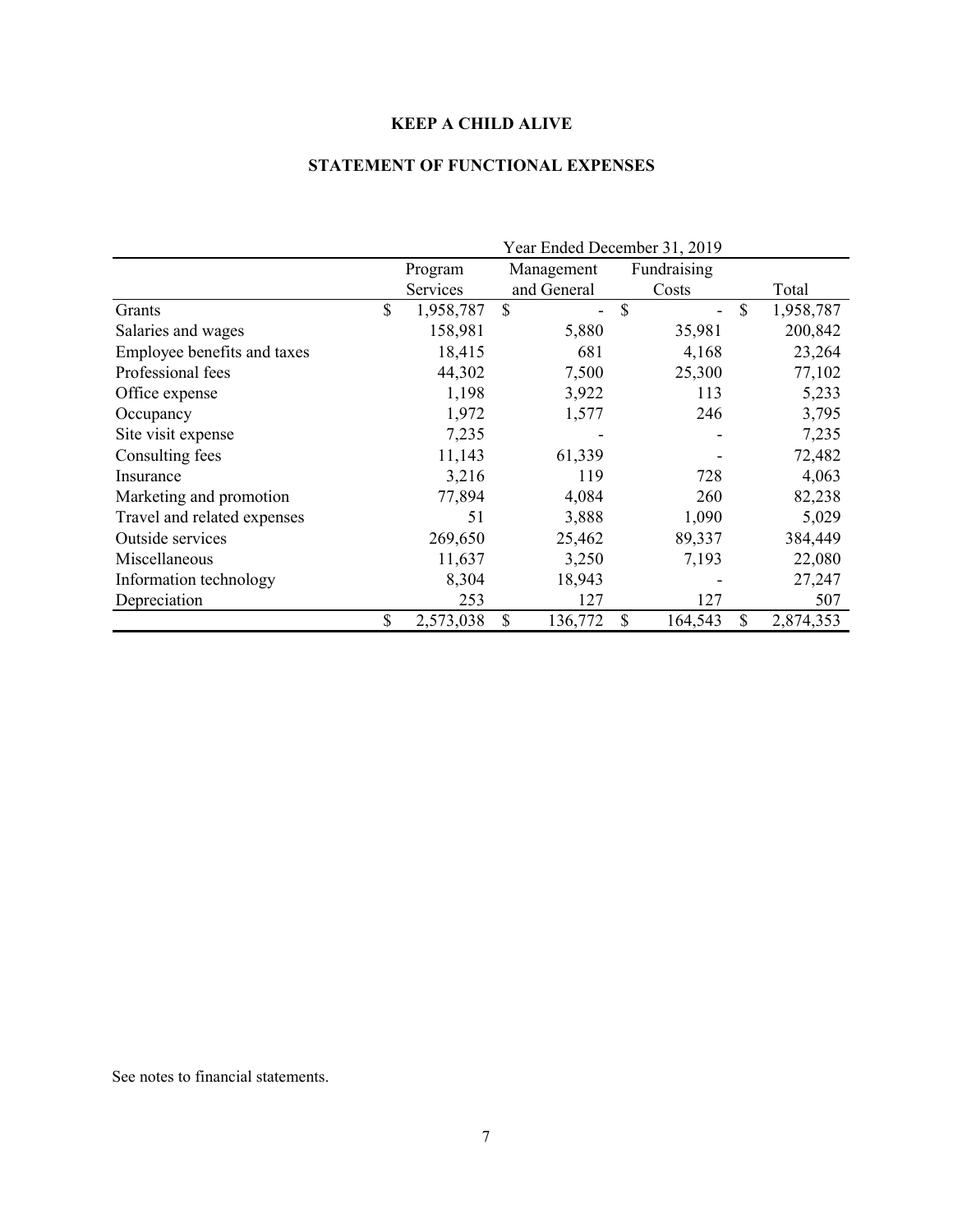**KEEP A CHILD ALIVE**

**STATEMENT OF FUNCTIONAL EXPENSES**

| | Year Ended December 31, 2019 | | | |
|---|---|---|---|---|
| | Program Services | Management and General | Fundraising Costs | Total |
| Grants | $ 1,958,787 | $ - | $ - | $ 1,958,787 |
| Salaries and wages | 158,981 | 5,880 | 35,981 | 200,842 |
| Employee benefits and taxes | 18,415 | 681 | 4,168 | 23,264 |
| Professional fees | 44,302 | 7,500 | 25,300 | 77,102 |
| Office expense | 1,198 | 3,922 | 113 | 5,233 |
| Occupancy | 1,972 | 1,577 | 246 | 3,795 |
| Site visit expense | 7,235 | - | - | 7,235 |
| Consulting fees | 11,143 | 61,339 | - | 72,482 |
| Insurance | 3,216 | 119 | 728 | 4,063 |
| Marketing and promotion | 77,894 | 4,084 | 260 | 82,238 |
| Travel and related expenses | 51 | 3,888 | 1,090 | 5,029 |
| Outside services | 269,650 | 25,462 | 89,337 | 384,449 |
| Miscellaneous | 11,637 | 3,250 | 7,193 | 22,080 |
| Information technology | 8,304 | 18,943 | - | 27,247 |
| Depreciation | 253 | 127 | 127 | 507 |
| | $ 2,573,038 | $ 136,772 | $ 164,543 | $ 2,874,353 |

See notes to financial statements.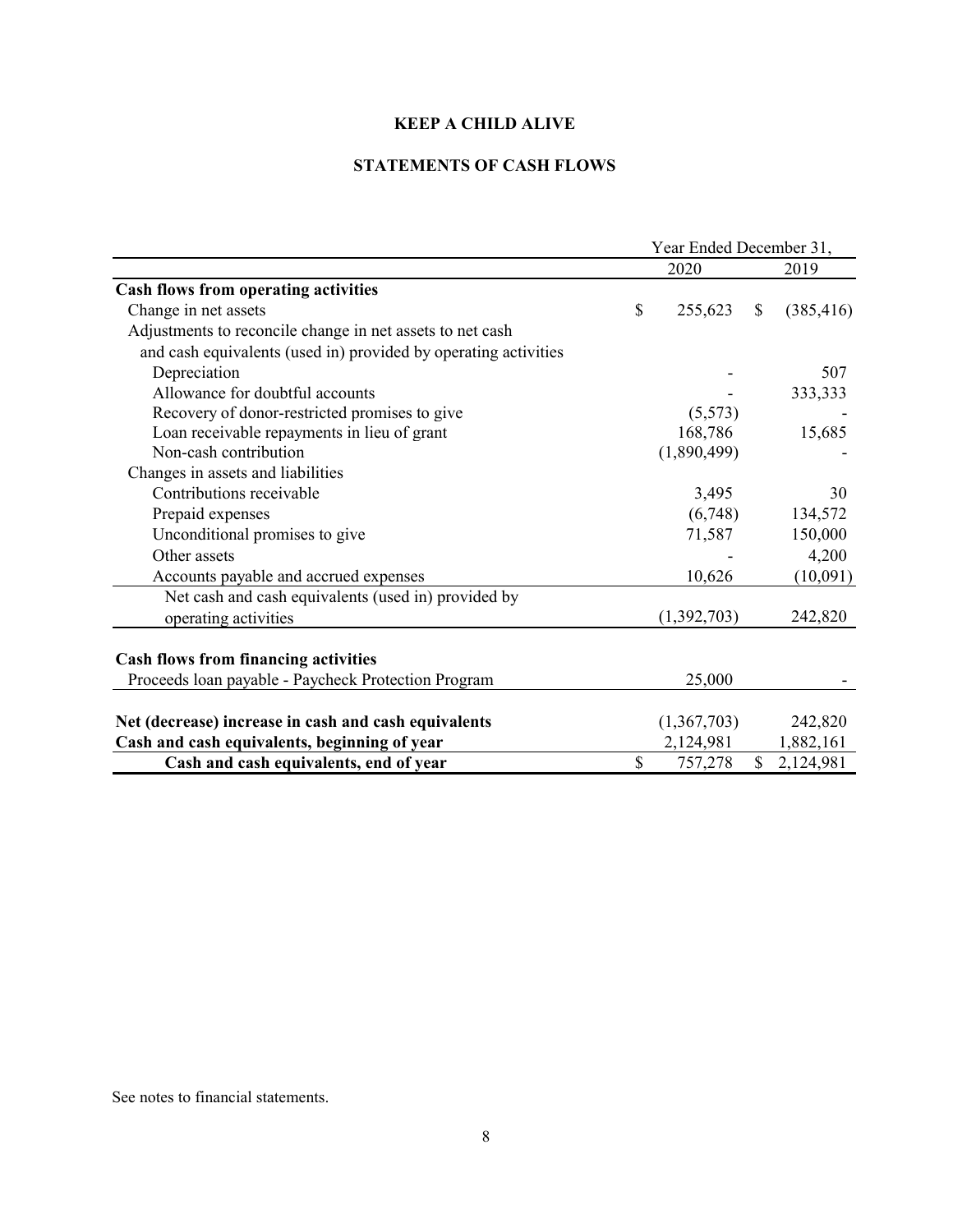**KEEP A CHILD ALIVE**

**STATEMENTS OF CASH FLOWS**

| | Year Ended December 31, | |
|---|---|---|
| | 2020 | 2019 |
| **Cash flows from operating activities** | | |
| Change in net assets | $ 255,623 | $ (385,416) |
| Adjustments to reconcile change in net assets to net cash and cash equivalents (used in) provided by operating activities | | |
| Depreciation | - | 507 |
| Allowance for doubtful accounts | - | 333,333 |
| Recovery of donor-restricted promises to give | (5,573) | - |
| Loan receivable repayments in lieu of grant | 168,786 | 15,685 |
| Non-cash contribution | (1,890,499) | - |
| Changes in assets and liabilities | | |
| Contributions receivable | 3,495 | 30 |
| Prepaid expenses | (6,748) | 134,572 |
| Unconditional promises to give | 71,587 | 150,000 |
| Other assets | - | 4,200 |
| Accounts payable and accrued expenses | 10,626 | (10,091) |
| Net cash and cash equivalents (used in) provided by operating activities | (1,392,703) | 242,820 |
| **Cash flows from financing activities** | | |
| Proceeds loan payable - Paycheck Protection Program | 25,000 | - |
| **Net (decrease) increase in cash and cash equivalents** | (1,367,703) | 242,820 |
| **Cash and cash equivalents, beginning of year** | 2,124,981 | 1,882,161 |
| **Cash and cash equivalents, end of year** | $ 757,278 | $ 2,124,981 |

See notes to financial statements.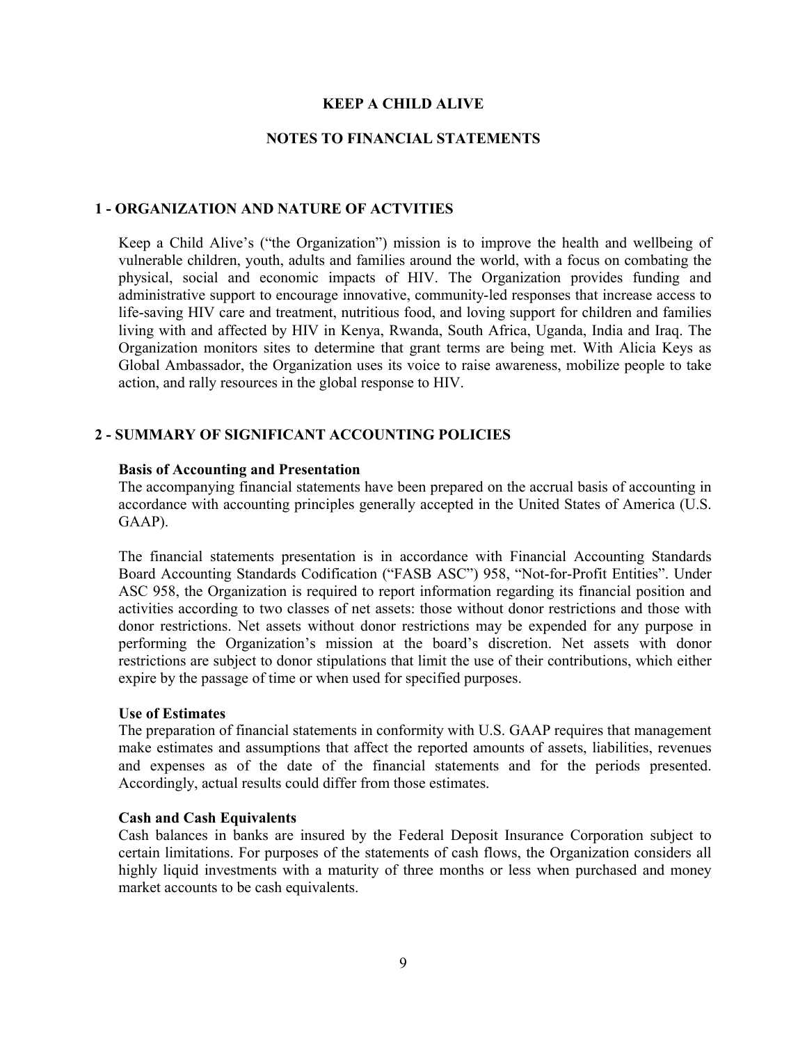# KEEP A CHILD ALIVE

## NOTES TO FINANCIAL STATEMENTS

## 1 - ORGANIZATION AND NATURE OF ACTVITIES

Keep a Child Alive's ("the Organization") mission is to improve the health and wellbeing of vulnerable children, youth, adults and families around the world, with a focus on combating the physical, social and economic impacts of HIV. The Organization provides funding and administrative support to encourage innovative, community-led responses that increase access to life-saving HIV care and treatment, nutritious food, and loving support for children and families living with and affected by HIV in Kenya, Rwanda, South Africa, Uganda, India and Iraq. The Organization monitors sites to determine that grant terms are being met. With Alicia Keys as Global Ambassador, the Organization uses its voice to raise awareness, mobilize people to take action, and rally resources in the global response to HIV.

## 2 - SUMMARY OF SIGNIFICANT ACCOUNTING POLICIES

**Basis of Accounting and Presentation**
The accompanying financial statements have been prepared on the accrual basis of accounting in accordance with accounting principles generally accepted in the United States of America (U.S. GAAP).

The financial statements presentation is in accordance with Financial Accounting Standards Board Accounting Standards Codification ("FASB ASC") 958, "Not-for-Profit Entities". Under ASC 958, the Organization is required to report information regarding its financial position and activities according to two classes of net assets: those without donor restrictions and those with donor restrictions. Net assets without donor restrictions may be expended for any purpose in performing the Organization's mission at the board's discretion. Net assets with donor restrictions are subject to donor stipulations that limit the use of their contributions, which either expire by the passage of time or when used for specified purposes.

**Use of Estimates**
The preparation of financial statements in conformity with U.S. GAAP requires that management make estimates and assumptions that affect the reported amounts of assets, liabilities, revenues and expenses as of the date of the financial statements and for the periods presented. Accordingly, actual results could differ from those estimates.

**Cash and Cash Equivalents**
Cash balances in banks are insured by the Federal Deposit Insurance Corporation subject to certain limitations. For purposes of the statements of cash flows, the Organization considers all highly liquid investments with a maturity of three months or less when purchased and money market accounts to be cash equivalents.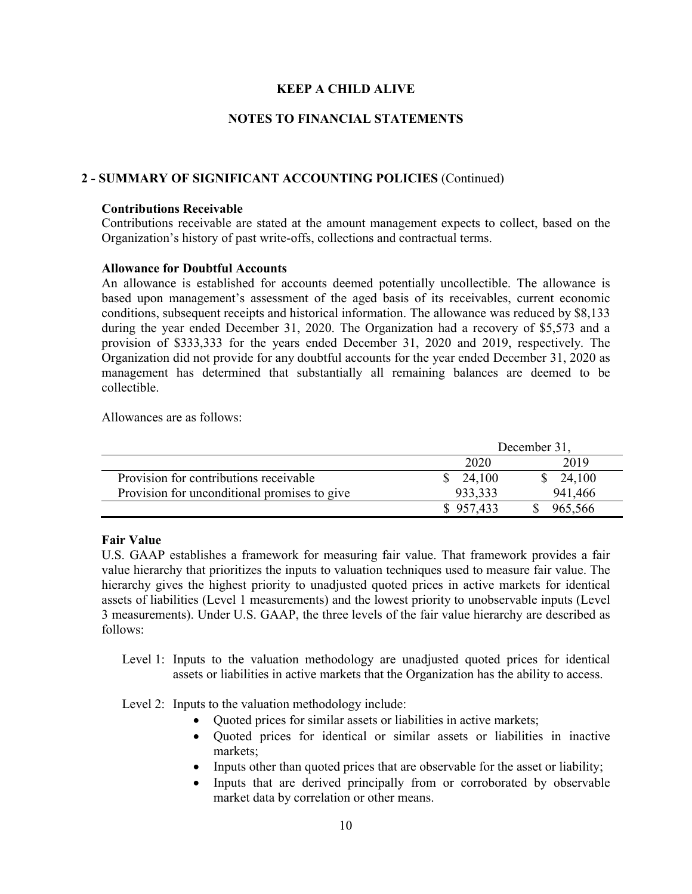**KEEP A CHILD ALIVE**

**NOTES TO FINANCIAL STATEMENTS**

## 2 - SUMMARY OF SIGNIFICANT ACCOUNTING POLICIES (Continued)

### Contributions Receivable

Contributions receivable are stated at the amount management expects to collect, based on the Organization's history of past write-offs, collections and contractual terms.

### Allowance for Doubtful Accounts

An allowance is established for accounts deemed potentially uncollectible. The allowance is based upon management's assessment of the aged basis of its receivables, current economic conditions, subsequent receipts and historical information. The allowance was reduced by $8,133 during the year ended December 31, 2020. The Organization had a recovery of $5,573 and a provision of $333,333 for the years ended December 31, 2020 and 2019, respectively. The Organization did not provide for any doubtful accounts for the year ended December 31, 2020 as management has determined that substantially all remaining balances are deemed to be collectible.

Allowances are as follows:

| | December 31, | |
|---|---|---|
| | 2020 | 2019 |
| Provision for contributions receivable | $ 24,100 | $ 24,100 |
| Provision for unconditional promises to give | 933,333 | 941,466 |
| | $ 957,433 | $ 965,566 |

### Fair Value

U.S. GAAP establishes a framework for measuring fair value. That framework provides a fair value hierarchy that prioritizes the inputs to valuation techniques used to measure fair value. The hierarchy gives the highest priority to unadjusted quoted prices in active markets for identical assets of liabilities (Level 1 measurements) and the lowest priority to unobservable inputs (Level 3 measurements). Under U.S. GAAP, the three levels of the fair value hierarchy are described as follows:

Level 1: Inputs to the valuation methodology are unadjusted quoted prices for identical assets or liabilities in active markets that the Organization has the ability to access.

Level 2: Inputs to the valuation methodology include:

- Quoted prices for similar assets or liabilities in active markets;
- Quoted prices for identical or similar assets or liabilities in inactive markets;
- Inputs other than quoted prices that are observable for the asset or liability;
- Inputs that are derived principally from or corroborated by observable market data by correlation or other means.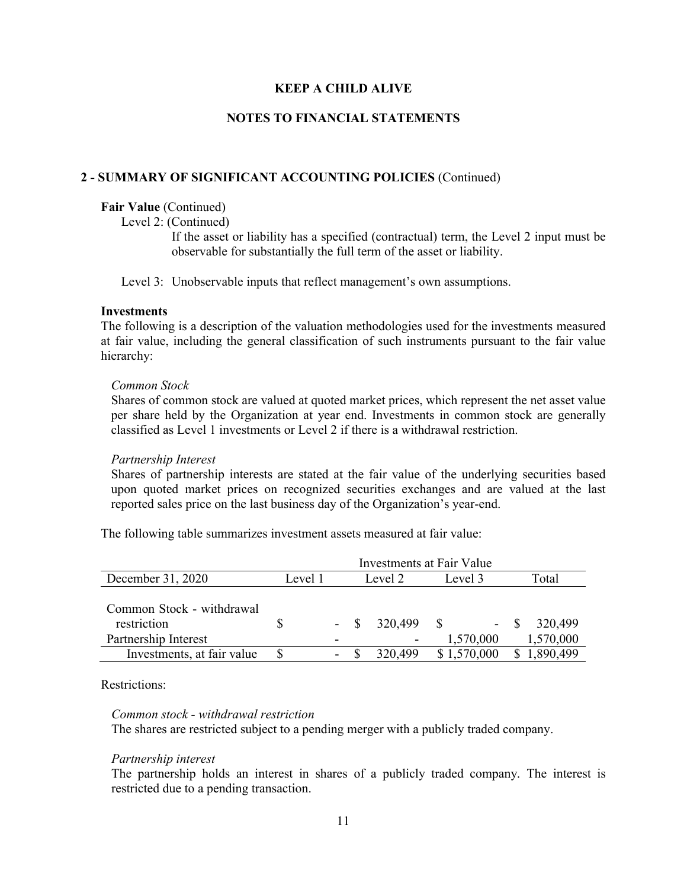# KEEP A CHILD ALIVE

## NOTES TO FINANCIAL STATEMENTS

### 2 - SUMMARY OF SIGNIFICANT ACCOUNTING POLICIES (Continued)

**Fair Value** (Continued)

Level 2: (Continued)

If the asset or liability has a specified (contractual) term, the Level 2 input must be observable for substantially the full term of the asset or liability.

Level 3: Unobservable inputs that reflect management's own assumptions.

**Investments**

The following is a description of the valuation methodologies used for the investments measured at fair value, including the general classification of such instruments pursuant to the fair value hierarchy:

*Common Stock*

Shares of common stock are valued at quoted market prices, which represent the net asset value per share held by the Organization at year end. Investments in common stock are generally classified as Level 1 investments or Level 2 if there is a withdrawal restriction.

*Partnership Interest*

Shares of partnership interests are stated at the fair value of the underlying securities based upon quoted market prices on recognized securities exchanges and are valued at the last reported sales price on the last business day of the Organization's year-end.

The following table summarizes investment assets measured at fair value:

| | Investments at Fair Value | | | |
|---|---|---|---|---|
| December 31, 2020 | Level 1 | Level 2 | Level 3 | Total |
| Common Stock - withdrawal restriction | $ - | $ 320,499 | $ - | $ 320,499 |
| Partnership Interest | - | - | 1,570,000 | 1,570,000 |
| Investments, at fair value | $ - | $ 320,499 | $ 1,570,000 | $ 1,890,499 |

Restrictions:

*Common stock - withdrawal restriction*

The shares are restricted subject to a pending merger with a publicly traded company.

*Partnership interest*

The partnership holds an interest in shares of a publicly traded company. The interest is restricted due to a pending transaction.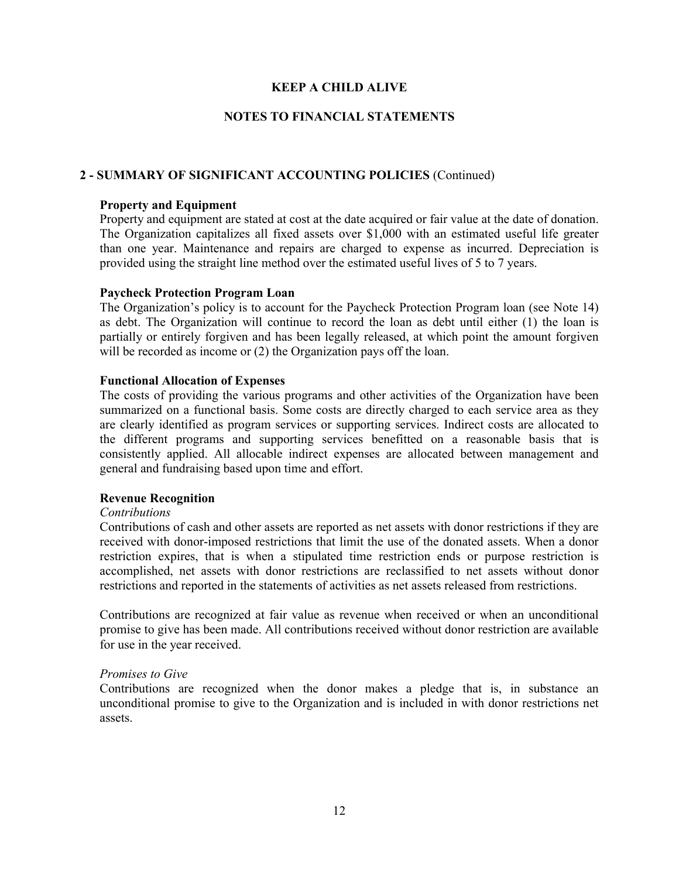**KEEP A CHILD ALIVE**

**NOTES TO FINANCIAL STATEMENTS**

## 2 - SUMMARY OF SIGNIFICANT ACCOUNTING POLICIES (Continued)

**Property and Equipment**

Property and equipment are stated at cost at the date acquired or fair value at the date of donation. The Organization capitalizes all fixed assets over $1,000 with an estimated useful life greater than one year. Maintenance and repairs are charged to expense as incurred. Depreciation is provided using the straight line method over the estimated useful lives of 5 to 7 years.

**Paycheck Protection Program Loan**

The Organization's policy is to account for the Paycheck Protection Program loan (see Note 14) as debt. The Organization will continue to record the loan as debt until either (1) the loan is partially or entirely forgiven and has been legally released, at which point the amount forgiven will be recorded as income or (2) the Organization pays off the loan.

**Functional Allocation of Expenses**

The costs of providing the various programs and other activities of the Organization have been summarized on a functional basis. Some costs are directly charged to each service area as they are clearly identified as program services or supporting services. Indirect costs are allocated to the different programs and supporting services benefitted on a reasonable basis that is consistently applied. All allocable indirect expenses are allocated between management and general and fundraising based upon time and effort.

**Revenue Recognition**

*Contributions*

Contributions of cash and other assets are reported as net assets with donor restrictions if they are received with donor-imposed restrictions that limit the use of the donated assets. When a donor restriction expires, that is when a stipulated time restriction ends or purpose restriction is accomplished, net assets with donor restrictions are reclassified to net assets without donor restrictions and reported in the statements of activities as net assets released from restrictions.

Contributions are recognized at fair value as revenue when received or when an unconditional promise to give has been made. All contributions received without donor restriction are available for use in the year received.

*Promises to Give*

Contributions are recognized when the donor makes a pledge that is, in substance an unconditional promise to give to the Organization and is included in with donor restrictions net assets.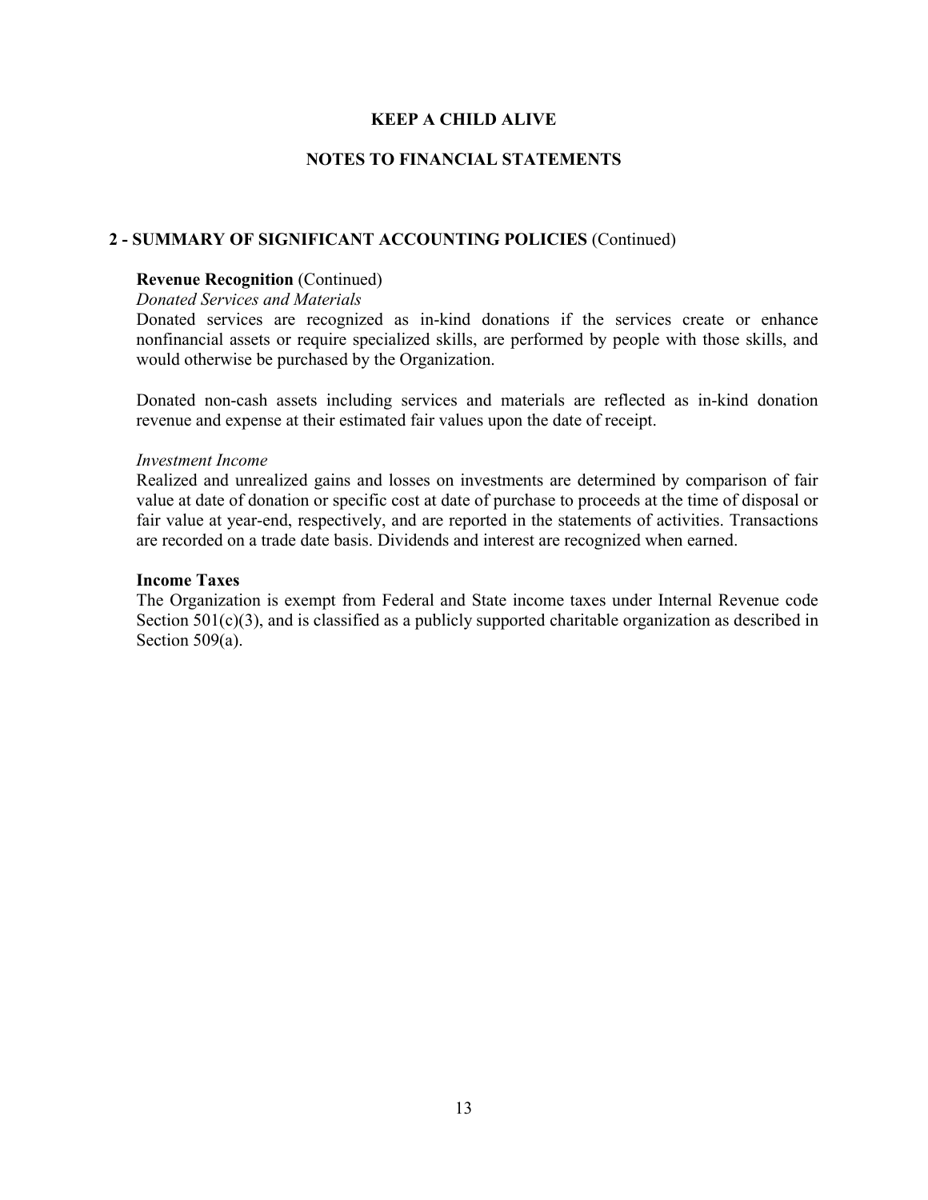**KEEP A CHILD ALIVE**

**NOTES TO FINANCIAL STATEMENTS**

## 2 - SUMMARY OF SIGNIFICANT ACCOUNTING POLICIES (Continued)

**Revenue Recognition** (Continued)

*Donated Services and Materials*

Donated services are recognized as in-kind donations if the services create or enhance nonfinancial assets or require specialized skills, are performed by people with those skills, and would otherwise be purchased by the Organization.

Donated non-cash assets including services and materials are reflected as in-kind donation revenue and expense at their estimated fair values upon the date of receipt.

*Investment Income*

Realized and unrealized gains and losses on investments are determined by comparison of fair value at date of donation or specific cost at date of purchase to proceeds at the time of disposal or fair value at year-end, respectively, and are reported in the statements of activities. Transactions are recorded on a trade date basis. Dividends and interest are recognized when earned.

**Income Taxes**

The Organization is exempt from Federal and State income taxes under Internal Revenue code Section 501(c)(3), and is classified as a publicly supported charitable organization as described in Section 509(a).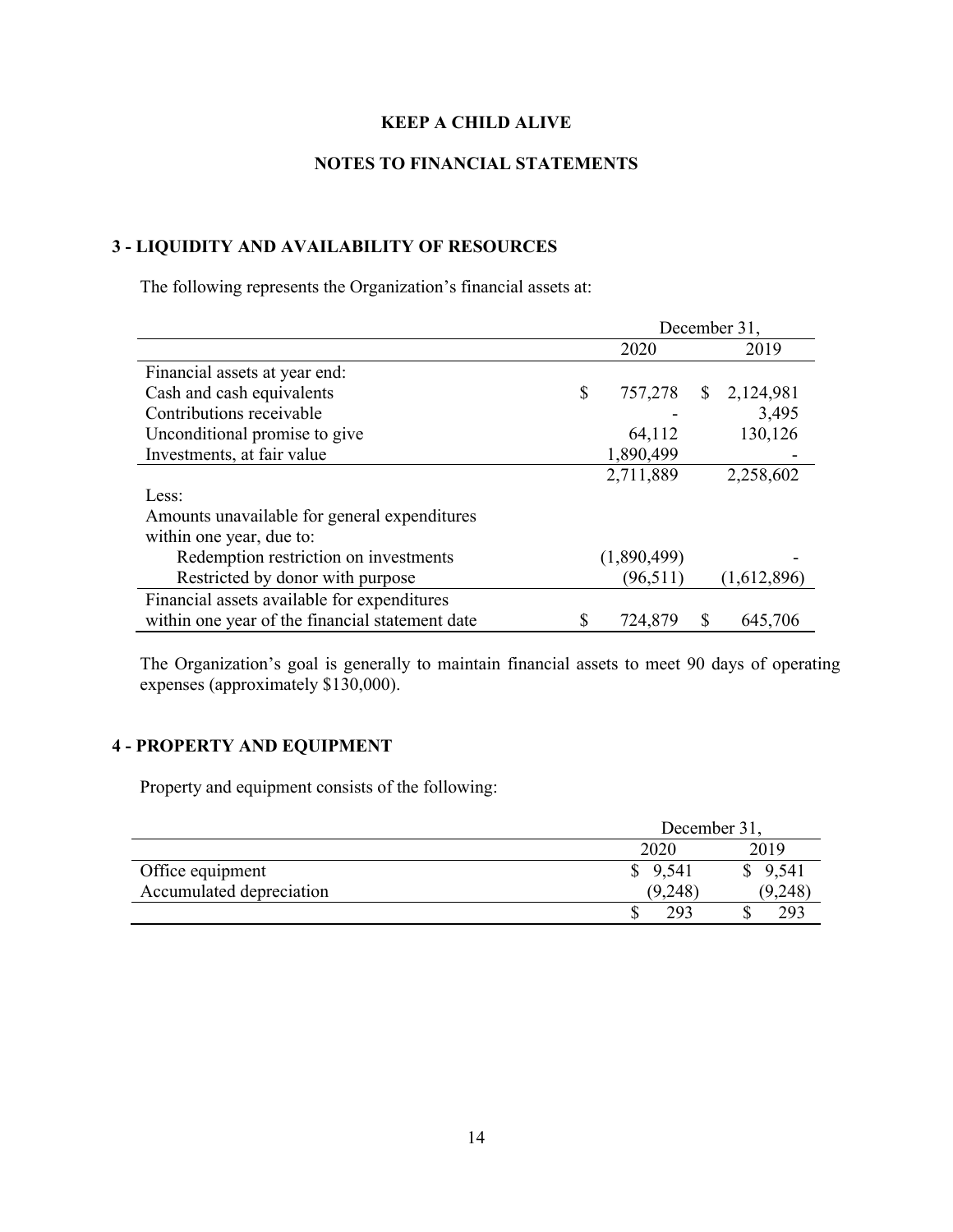**KEEP A CHILD ALIVE**

**NOTES TO FINANCIAL STATEMENTS**

## 3 - LIQUIDITY AND AVAILABILITY OF RESOURCES

The following represents the Organization's financial assets at:

| | December 31, 2020 | December 31, 2019 |
|---|---|---|
| Financial assets at year end: | | |
| Cash and cash equivalents | $ 757,278 | $ 2,124,981 |
| Contributions receivable | - | 3,495 |
| Unconditional promise to give | 64,112 | 130,126 |
| Investments, at fair value | 1,890,499 | - |
| | 2,711,889 | 2,258,602 |
| Less: | | |
| Amounts unavailable for general expenditures within one year, due to: | | |
| Redemption restriction on investments | (1,890,499) | - |
| Restricted by donor with purpose | (96,511) | (1,612,896) |
| Financial assets available for expenditures within one year of the financial statement date | $ 724,879 | $ 645,706 |

The Organization's goal is generally to maintain financial assets to meet 90 days of operating expenses (approximately $130,000).

## 4 - PROPERTY AND EQUIPMENT

Property and equipment consists of the following:

| | December 31, 2020 | December 31, 2019 |
|---|---|---|
| Office equipment | $ 9,541 | $ 9,541 |
| Accumulated depreciation | (9,248) | (9,248) |
| | $ 293 | $ 293 |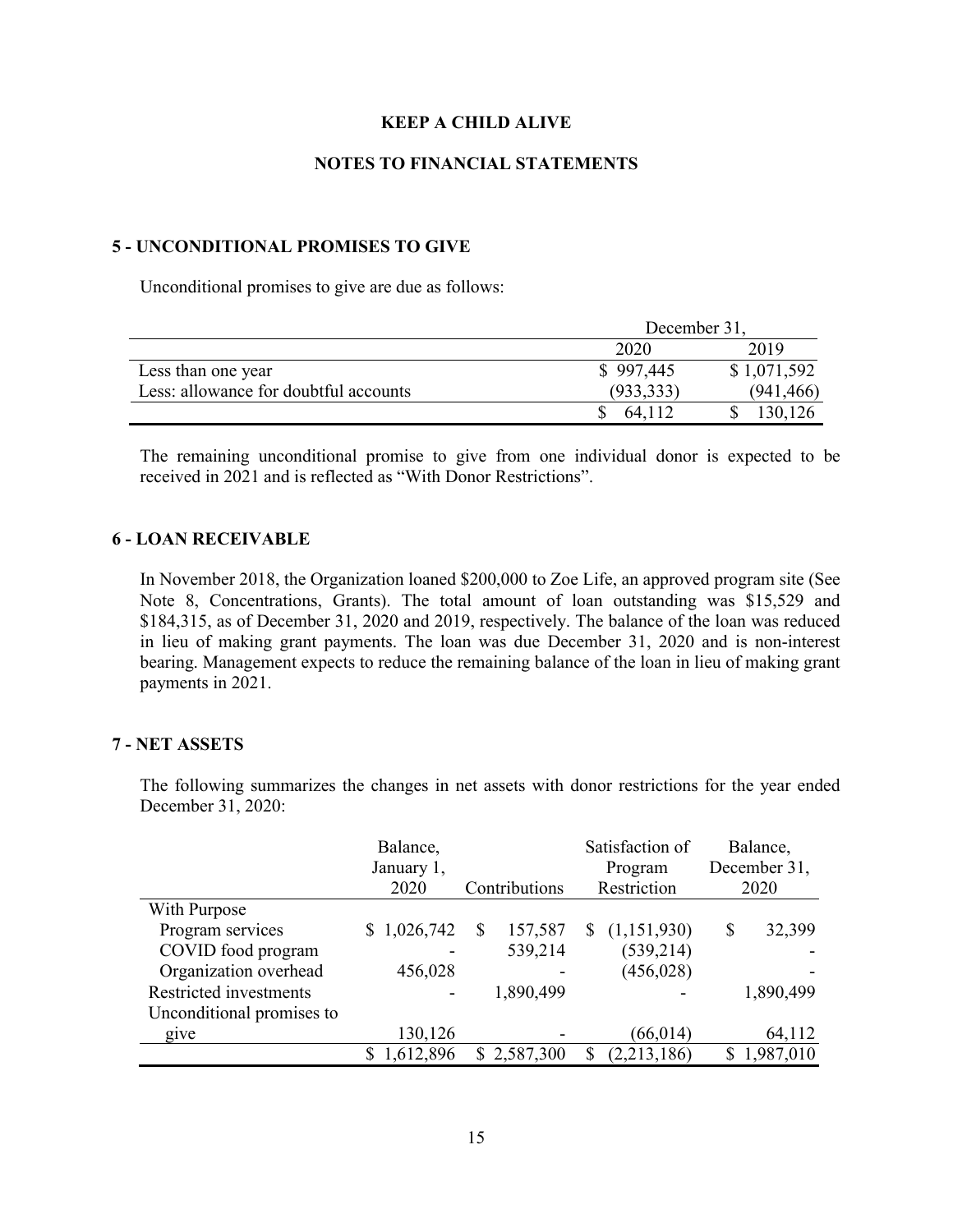# KEEP A CHILD ALIVE

## NOTES TO FINANCIAL STATEMENTS

### 5 - UNCONDITIONAL PROMISES TO GIVE

Unconditional promises to give are due as follows:

| | December 31, 2020 | December 31, 2019 |
|---|---|---|
| Less than one year | $ 997,445 | $ 1,071,592 |
| Less: allowance for doubtful accounts | (933,333) | (941,466) |
| | $ 64,112 | $ 130,126 |

The remaining unconditional promise to give from one individual donor is expected to be received in 2021 and is reflected as "With Donor Restrictions".

### 6 - LOAN RECEIVABLE

In November 2018, the Organization loaned $200,000 to Zoe Life, an approved program site (See Note 8, Concentrations, Grants). The total amount of loan outstanding was $15,529 and $184,315, as of December 31, 2020 and 2019, respectively. The balance of the loan was reduced in lieu of making grant payments. The loan was due December 31, 2020 and is non-interest bearing. Management expects to reduce the remaining balance of the loan in lieu of making grant payments in 2021.

### 7 - NET ASSETS

The following summarizes the changes in net assets with donor restrictions for the year ended December 31, 2020:

| | Balance, January 1, 2020 | Contributions | Satisfaction of Program Restriction | Balance, December 31, 2020 |
|---|---|---|---|---|
| With Purpose | | | | |
| Program services | $ 1,026,742 | $ 157,587 | $ (1,151,930) | $ 32,399 |
| COVID food program | - | 539,214 | (539,214) | - |
| Organization overhead | 456,028 | - | (456,028) | - |
| Restricted investments | - | 1,890,499 | - | 1,890,499 |
| Unconditional promises to give | 130,126 | - | (66,014) | 64,112 |
| | $ 1,612,896 | $ 2,587,300 | $ (2,213,186) | $ 1,987,010 |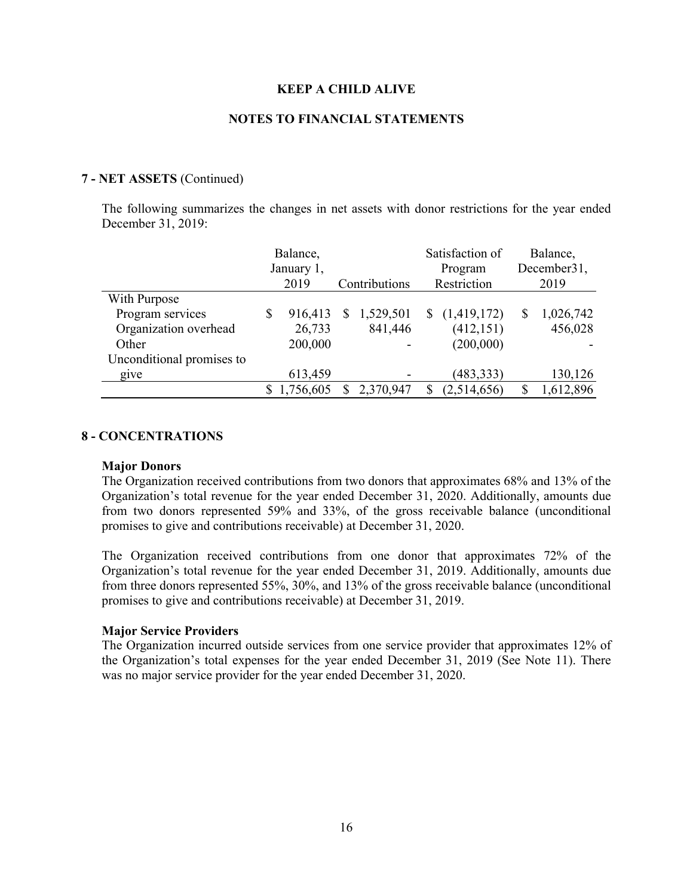**KEEP A CHILD ALIVE**

**NOTES TO FINANCIAL STATEMENTS**

**7 - NET ASSETS** (Continued)

The following summarizes the changes in net assets with donor restrictions for the year ended December 31, 2019:

| | Balance, January 1, 2019 | Contributions | Satisfaction of Program Restriction | Balance, December31, 2019 |
|---|---|---|---|---|
| With Purpose | | | | |
| Program services | $ 916,413 | $ 1,529,501 | $ (1,419,172) | $ 1,026,742 |
| Organization overhead | 26,733 | 841,446 | (412,151) | 456,028 |
| Other | 200,000 | - | (200,000) | - |
| Unconditional promises to give | 613,459 | - | (483,333) | 130,126 |
| | $ 1,756,605 | $ 2,370,947 | $ (2,514,656) | $ 1,612,896 |

**8 - CONCENTRATIONS**

**Major Donors**

The Organization received contributions from two donors that approximates 68% and 13% of the Organization's total revenue for the year ended December 31, 2020. Additionally, amounts due from two donors represented 59% and 33%, of the gross receivable balance (unconditional promises to give and contributions receivable) at December 31, 2020.

The Organization received contributions from one donor that approximates 72% of the Organization's total revenue for the year ended December 31, 2019. Additionally, amounts due from three donors represented 55%, 30%, and 13% of the gross receivable balance (unconditional promises to give and contributions receivable) at December 31, 2019.

**Major Service Providers**

The Organization incurred outside services from one service provider that approximates 12% of the Organization's total expenses for the year ended December 31, 2019 (See Note 11). There was no major service provider for the year ended December 31, 2020.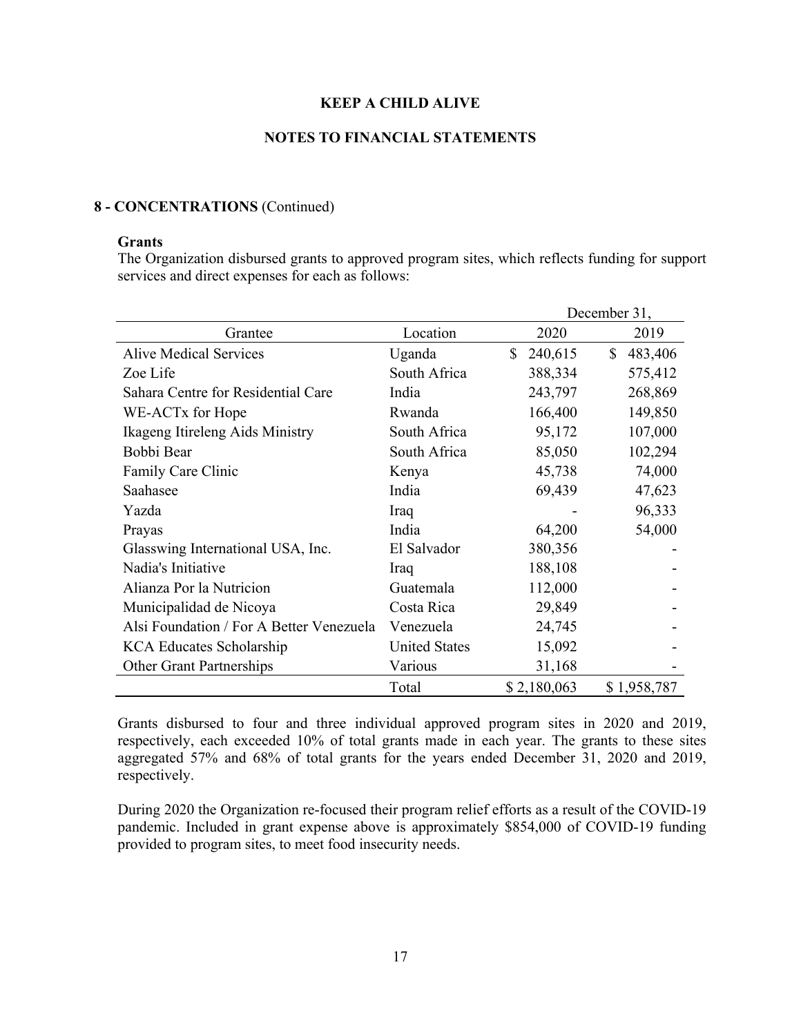# KEEP A CHILD ALIVE

## NOTES TO FINANCIAL STATEMENTS

### 8 - CONCENTRATIONS (Continued)

**Grants**

The Organization disbursed grants to approved program sites, which reflects funding for support services and direct expenses for each as follows:

| | | December 31, | |
|---|---|---|---|
| Grantee | Location | 2020 | 2019 |
| Alive Medical Services | Uganda | $ 240,615 | $ 483,406 |
| Zoe Life | South Africa | 388,334 | 575,412 |
| Sahara Centre for Residential Care | India | 243,797 | 268,869 |
| WE-ACTx for Hope | Rwanda | 166,400 | 149,850 |
| Ikageng Itireleng Aids Ministry | South Africa | 95,172 | 107,000 |
| Bobbi Bear | South Africa | 85,050 | 102,294 |
| Family Care Clinic | Kenya | 45,738 | 74,000 |
| Saahasee | India | 69,439 | 47,623 |
| Yazda | Iraq | - | 96,333 |
| Prayas | India | 64,200 | 54,000 |
| Glasswing International USA, Inc. | El Salvador | 380,356 | - |
| Nadia's Initiative | Iraq | 188,108 | - |
| Alianza Por la Nutricion | Guatemala | 112,000 | - |
| Municipalidad de Nicoya | Costa Rica | 29,849 | - |
| Alsi Foundation / For A Better Venezuela | Venezuela | 24,745 | - |
| KCA Educates Scholarship | United States | 15,092 | - |
| Other Grant Partnerships | Various | 31,168 | - |
| | Total | $ 2,180,063 | $ 1,958,787 |

Grants disbursed to four and three individual approved program sites in 2020 and 2019, respectively, each exceeded 10% of total grants made in each year. The grants to these sites aggregated 57% and 68% of total grants for the years ended December 31, 2020 and 2019, respectively.

During 2020 the Organization re-focused their program relief efforts as a result of the COVID-19 pandemic. Included in grant expense above is approximately $854,000 of COVID-19 funding provided to program sites, to meet food insecurity needs.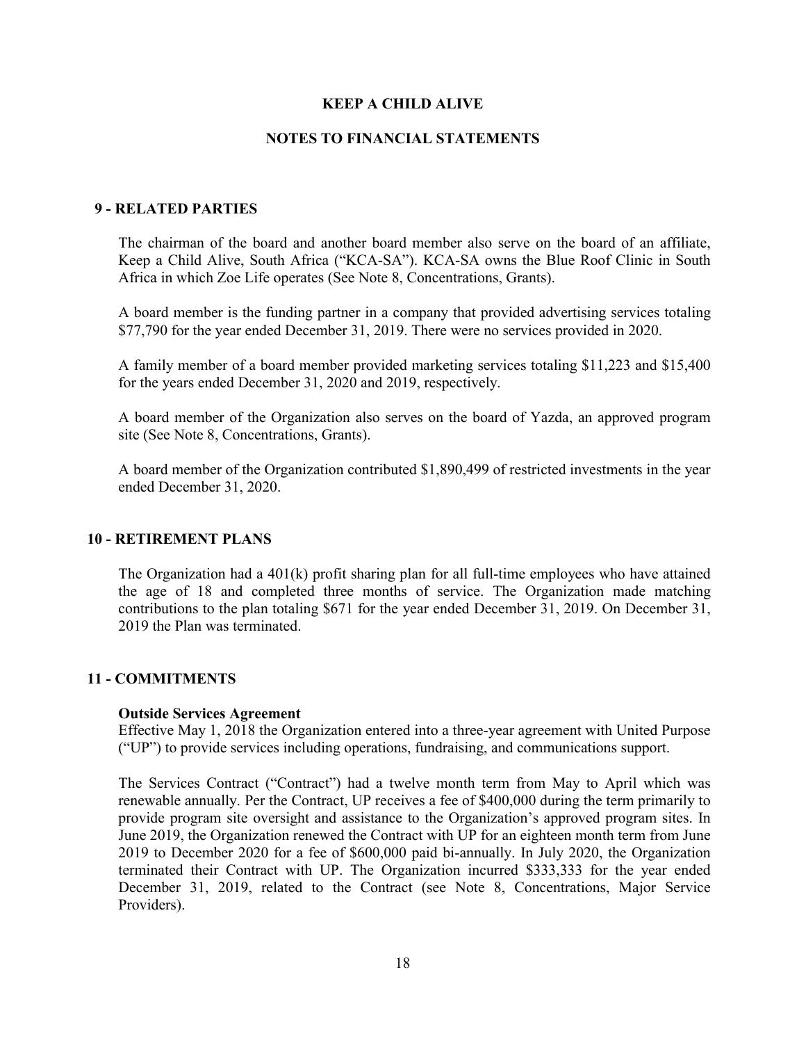# KEEP A CHILD ALIVE

## NOTES TO FINANCIAL STATEMENTS

### 9 - RELATED PARTIES

The chairman of the board and another board member also serve on the board of an affiliate, Keep a Child Alive, South Africa ("KCA-SA"). KCA-SA owns the Blue Roof Clinic in South Africa in which Zoe Life operates (See Note 8, Concentrations, Grants).

A board member is the funding partner in a company that provided advertising services totaling $77,790 for the year ended December 31, 2019. There were no services provided in 2020.

A family member of a board member provided marketing services totaling $11,223 and $15,400 for the years ended December 31, 2020 and 2019, respectively.

A board member of the Organization also serves on the board of Yazda, an approved program site (See Note 8, Concentrations, Grants).

A board member of the Organization contributed $1,890,499 of restricted investments in the year ended December 31, 2020.

### 10 - RETIREMENT PLANS

The Organization had a 401(k) profit sharing plan for all full-time employees who have attained the age of 18 and completed three months of service. The Organization made matching contributions to the plan totaling $671 for the year ended December 31, 2019. On December 31, 2019 the Plan was terminated.

### 11 - COMMITMENTS

**Outside Services Agreement**
Effective May 1, 2018 the Organization entered into a three-year agreement with United Purpose ("UP") to provide services including operations, fundraising, and communications support.

The Services Contract ("Contract") had a twelve month term from May to April which was renewable annually. Per the Contract, UP receives a fee of $400,000 during the term primarily to provide program site oversight and assistance to the Organization's approved program sites. In June 2019, the Organization renewed the Contract with UP for an eighteen month term from June 2019 to December 2020 for a fee of $600,000 paid bi-annually. In July 2020, the Organization terminated their Contract with UP. The Organization incurred $333,333 for the year ended December 31, 2019, related to the Contract (see Note 8, Concentrations, Major Service Providers).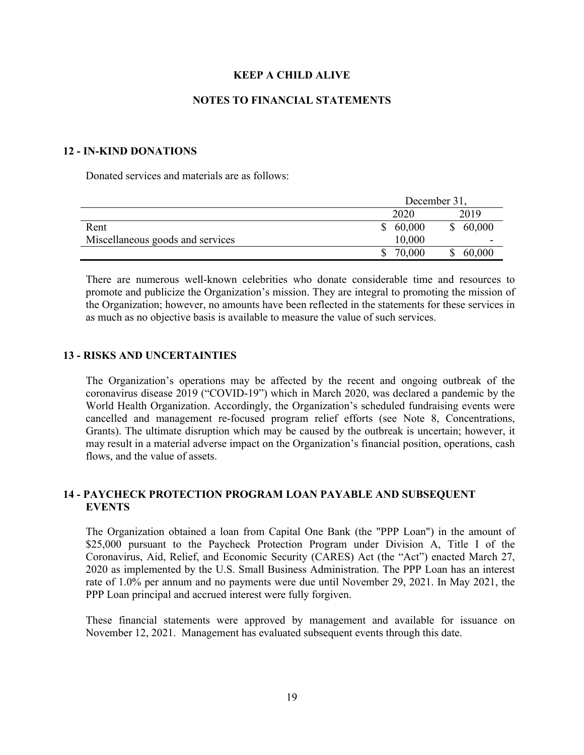**KEEP A CHILD ALIVE**

**NOTES TO FINANCIAL STATEMENTS**

## 12 - IN-KIND DONATIONS

Donated services and materials are as follows:

| | December 31, | |
|---|---|---|
| | 2020 | 2019 |
| Rent | $ 60,000 | $ 60,000 |
| Miscellaneous goods and services | 10,000 | - |
| | $ 70,000 | $ 60,000 |

There are numerous well-known celebrities who donate considerable time and resources to promote and publicize the Organization's mission. They are integral to promoting the mission of the Organization; however, no amounts have been reflected in the statements for these services in as much as no objective basis is available to measure the value of such services.

## 13 - RISKS AND UNCERTAINTIES

The Organization's operations may be affected by the recent and ongoing outbreak of the coronavirus disease 2019 ("COVID-19") which in March 2020, was declared a pandemic by the World Health Organization. Accordingly, the Organization's scheduled fundraising events were cancelled and management re-focused program relief efforts (see Note 8, Concentrations, Grants). The ultimate disruption which may be caused by the outbreak is uncertain; however, it may result in a material adverse impact on the Organization's financial position, operations, cash flows, and the value of assets.

## 14 - PAYCHECK PROTECTION PROGRAM LOAN PAYABLE AND SUBSEQUENT EVENTS

The Organization obtained a loan from Capital One Bank (the "PPP Loan") in the amount of $25,000 pursuant to the Paycheck Protection Program under Division A, Title I of the Coronavirus, Aid, Relief, and Economic Security (CARES) Act (the "Act") enacted March 27, 2020 as implemented by the U.S. Small Business Administration. The PPP Loan has an interest rate of 1.0% per annum and no payments were due until November 29, 2021. In May 2021, the PPP Loan principal and accrued interest were fully forgiven.

These financial statements were approved by management and available for issuance on November 12, 2021. Management has evaluated subsequent events through this date.